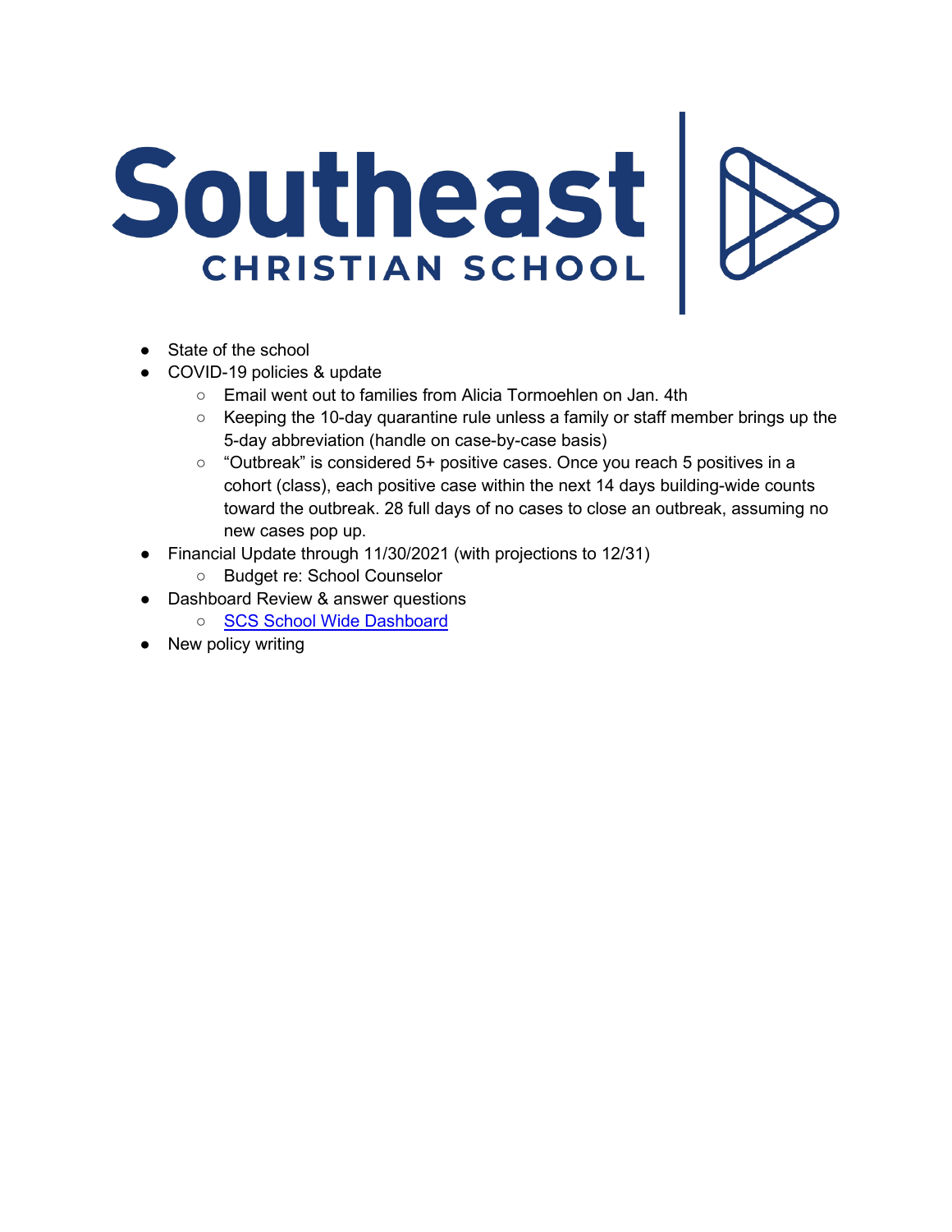# Southeast CHRISTIAN SCHOOL

- State of the school
- COVID-19 policies & update
    - Email went out to families from Alicia Tormoehlen on Jan. 4th
    - Keeping the 10-day quarantine rule unless a family or staff member brings up the 5-day abbreviation (handle on case-by-case basis)
    - “Outbreak” is considered 5+ positive cases. Once you reach 5 positives in a cohort (class), each positive case within the next 14 days building-wide counts toward the outbreak. 28 full days of no cases to close an outbreak, assuming no new cases pop up.
- Financial Update through 11/30/2021 (with projections to 12/31)
    - Budget re: School Counselor
- Dashboard Review & answer questions
    - SCS School Wide Dashboard
- New policy writing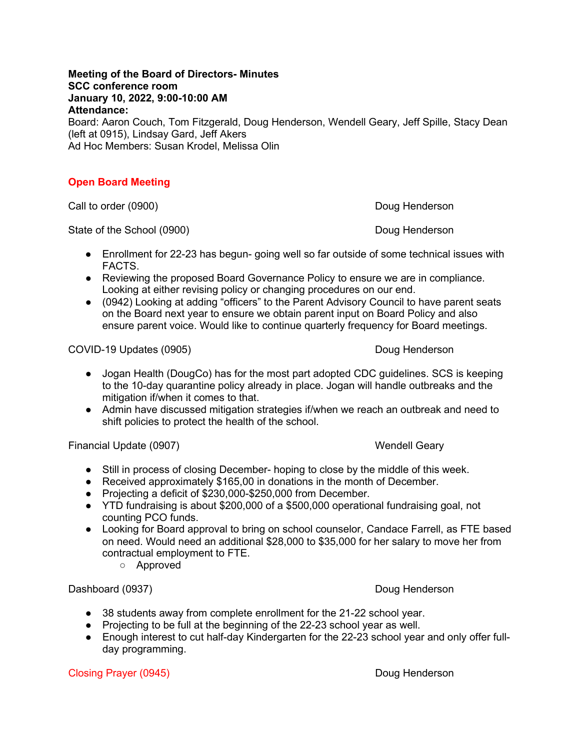**Meeting of the Board of Directors- Minutes**
**SCC conference room**
**January 10, 2022, 9:00-10:00 AM**
**Attendance:**
Board: Aaron Couch, Tom Fitzgerald, Doug Henderson, Wendell Geary, Jeff Spille, Stacy Dean (left at 0915), Lindsay Gard, Jeff Akers
Ad Hoc Members: Susan Krodel, Melissa Olin

## Open Board Meeting

Call to order (0900) — Doug Henderson

State of the School (0900) — Doug Henderson

- Enrollment for 22-23 has begun- going well so far outside of some technical issues with FACTS.
- Reviewing the proposed Board Governance Policy to ensure we are in compliance. Looking at either revising policy or changing procedures on our end.
- (0942) Looking at adding "officers" to the Parent Advisory Council to have parent seats on the Board next year to ensure we obtain parent input on Board Policy and also ensure parent voice. Would like to continue quarterly frequency for Board meetings.

COVID-19 Updates (0905) — Doug Henderson

- Jogan Health (DougCo) has for the most part adopted CDC guidelines. SCS is keeping to the 10-day quarantine policy already in place. Jogan will handle outbreaks and the mitigation if/when it comes to that.
- Admin have discussed mitigation strategies if/when we reach an outbreak and need to shift policies to protect the health of the school.

Financial Update (0907) — Wendell Geary

- Still in process of closing December- hoping to close by the middle of this week.
- Received approximately $165,00 in donations in the month of December.
- Projecting a deficit of $230,000-$250,000 from December.
- YTD fundraising is about $200,000 of a $500,000 operational fundraising goal, not counting PCO funds.
- Looking for Board approval to bring on school counselor, Candace Farrell, as FTE based on need. Would need an additional $28,000 to $35,000 for her salary to move her from contractual employment to FTE.
  - Approved

Dashboard (0937) — Doug Henderson

- 38 students away from complete enrollment for the 21-22 school year.
- Projecting to be full at the beginning of the 22-23 school year as well.
- Enough interest to cut half-day Kindergarten for the 22-23 school year and only offer full-day programming.

## Closing Prayer (0945) — Doug Henderson